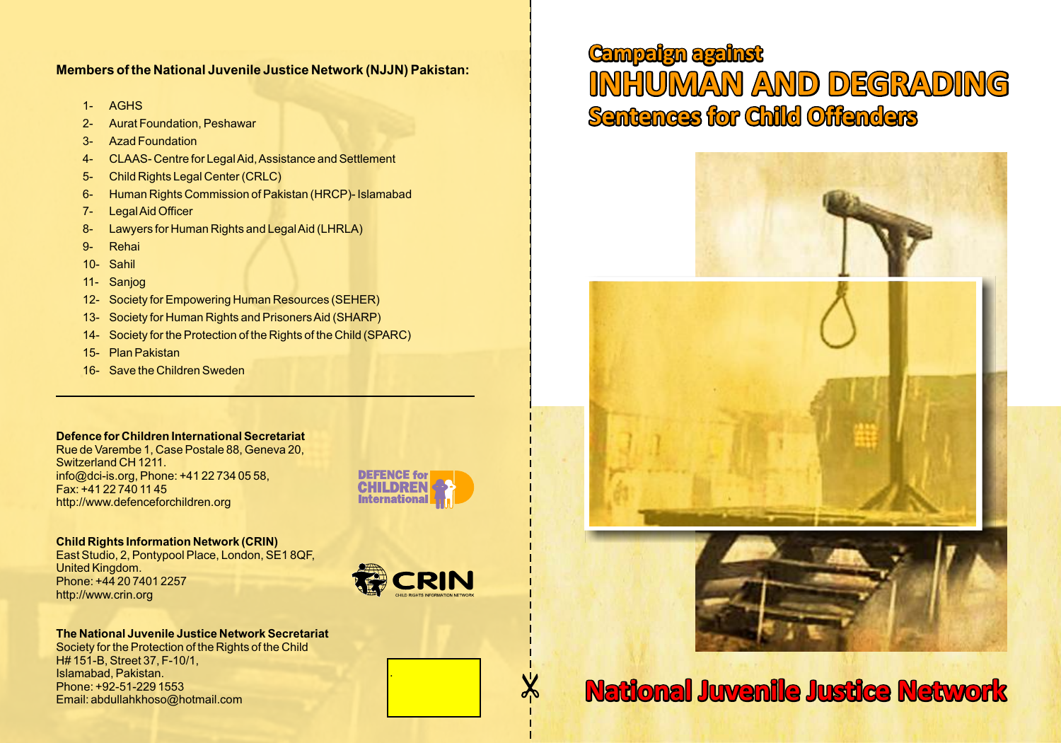**Members of the National Juvenile Justice Network (NJJN) Pakistan:**

1- AGHS
2- Aurat Foundation, Peshawar
3- Azad Foundation
4- CLAAS- Centre for Legal Aid, Assistance and Settlement
5- Child Rights Legal Center (CRLC)
6- Human Rights Commission of Pakistan (HRCP)- Islamabad
7- Legal Aid Officer
8- Lawyers for Human Rights and Legal Aid (LHRLA)
9- Rehai
10- Sahil
11- Sanjog
12- Society for Empowering Human Resources (SEHER)
13- Society for Human Rights and Prisoners Aid (SHARP)
14- Society for the Protection of the Rights of the Child (SPARC)
15- Plan Pakistan
16- Save the Children Sweden

---

**Defence for Children International Secretariat**
Rue de Varembe 1, Case Postale 88, Geneva 20,
Switzerland CH 1211.
info@dci-is.org, Phone: +41 22 734 05 58,
Fax: +41 22 740 11 45
http://www.defenceforchildren.org

DEFENCE for CHILDREN International

**Child Rights Information Network (CRIN)**
East Studio, 2, Pontypool Place, London, SE1 8QF,
United Kingdom.
Phone: +44 20 7401 2257
http://www.crin.org

CRIN CHILD RIGHTS INFORMATION NETWORK

**The National Juvenile Justice Network Secretariat**
Society for the Protection of the Rights of the Child
H# 151-B, Street 37, F-10/1,
Islamabad, Pakistan.
Phone: +92-51-229 1553
Email: abdullahkhoso@hotmail.com

# Campaign against INHUMAN AND DEGRADING Sentences for Child Offenders

## National Juvenile Justice Network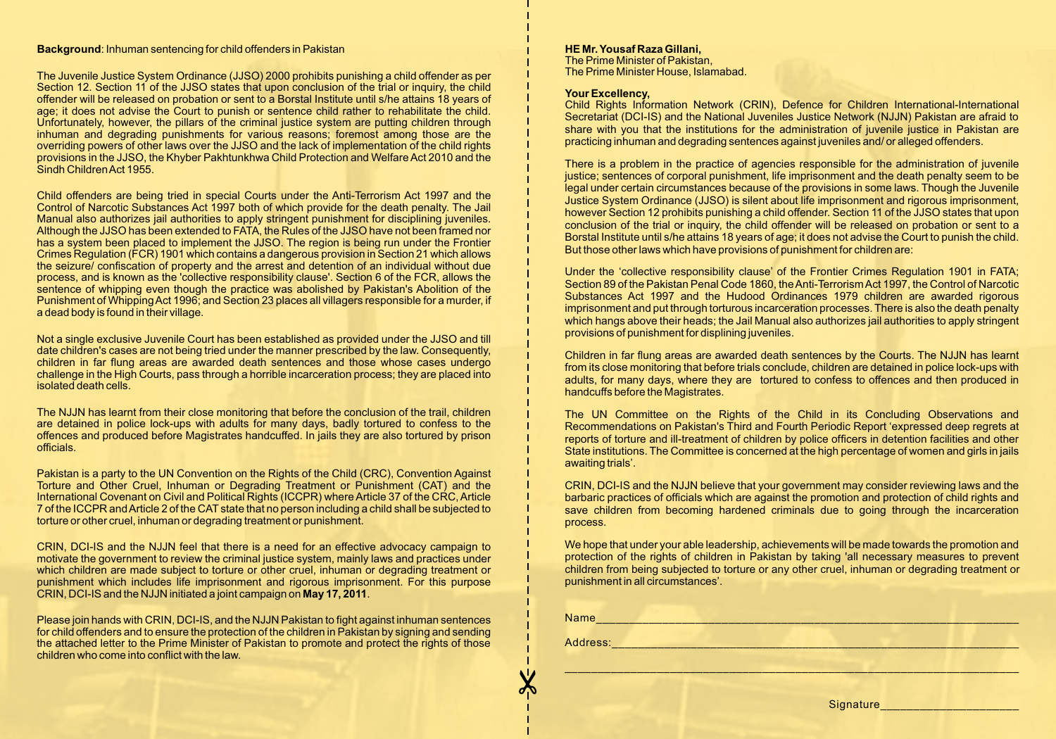**Background**: Inhuman sentencing for child offenders in Pakistan

The Juvenile Justice System Ordinance (JJSO) 2000 prohibits punishing a child offender as per Section 12. Section 11 of the JJSO states that upon conclusion of the trial or inquiry, the child offender will be released on probation or sent to a Borstal Institute until s/he attains 18 years of age; it does not advise the Court to punish or sentence child rather to rehabilitate the child. Unfortunately, however, the pillars of the criminal justice system are putting children through inhuman and degrading punishments for various reasons; foremost among those are the overriding powers of other laws over the JJSO and the lack of implementation of the child rights provisions in the JJSO, the Khyber Pakhtunkhwa Child Protection and Welfare Act 2010 and the Sindh Children Act 1955.

Child offenders are being tried in special Courts under the Anti-Terrorism Act 1997 and the Control of Narcotic Substances Act 1997 both of which provide for the death penalty. The Jail Manual also authorizes jail authorities to apply stringent punishment for disciplining juveniles. Although the JJSO has been extended to FATA, the Rules of the JJSO have not been framed nor has a system been placed to implement the JJSO. The region is being run under the Frontier Crimes Regulation (FCR) 1901 which contains a dangerous provision in Section 21 which allows the seizure/ confiscation of property and the arrest and detention of an individual without due process, and is known as the 'collective responsibility clause'. Section 6 of the FCR, allows the sentence of whipping even though the practice was abolished by Pakistan's Abolition of the Punishment of Whipping Act 1996; and Section 23 places all villagers responsible for a murder, if a dead body is found in their village.

Not a single exclusive Juvenile Court has been established as provided under the JJSO and till date children's cases are not being tried under the manner prescribed by the law. Consequently, children in far flung areas are awarded death sentences and those whose cases undergo challenge in the High Courts, pass through a horrible incarceration process; they are placed into isolated death cells.

The NJJN has learnt from their close monitoring that before the conclusion of the trail, children are detained in police lock-ups with adults for many days, badly tortured to confess to the offences and produced before Magistrates handcuffed. In jails they are also tortured by prison officials.

Pakistan is a party to the UN Convention on the Rights of the Child (CRC), Convention Against Torture and Other Cruel, Inhuman or Degrading Treatment or Punishment (CAT) and the International Covenant on Civil and Political Rights (ICCPR) where Article 37 of the CRC, Article 7 of the ICCPR and Article 2 of the CAT state that no person including a child shall be subjected to torture or other cruel, inhuman or degrading treatment or punishment.

CRIN, DCI-IS and the NJJN feel that there is a need for an effective advocacy campaign to motivate the government to review the criminal justice system, mainly laws and practices under which children are made subject to torture or other cruel, inhuman or degrading treatment or punishment which includes life imprisonment and rigorous imprisonment. For this purpose CRIN, DCI-IS and the NJJN initiated a joint campaign on **May 17, 2011**.

Please join hands with CRIN, DCI-IS, and the NJJN Pakistan to fight against inhuman sentences for child offenders and to ensure the protection of the children in Pakistan by signing and sending the attached letter to the Prime Minister of Pakistan to promote and protect the rights of those children who come into conflict with the law.

**HE Mr. Yousaf Raza Gillani,**
The Prime Minister of Pakistan,
The Prime Minister House, Islamabad.

**Your Excellency,**
Child Rights Information Network (CRIN), Defence for Children International-International Secretariat (DCI-IS) and the National Juveniles Justice Network (NJJN) Pakistan are afraid to share with you that the institutions for the administration of juvenile justice in Pakistan are practicing inhuman and degrading sentences against juveniles and/ or alleged offenders.

There is a problem in the practice of agencies responsible for the administration of juvenile justice; sentences of corporal punishment, life imprisonment and the death penalty seem to be legal under certain circumstances because of the provisions in some laws. Though the Juvenile Justice System Ordinance (JJSO) is silent about life imprisonment and rigorous imprisonment, however Section 12 prohibits punishing a child offender. Section 11 of the JJSO states that upon conclusion of the trial or inquiry, the child offender will be released on probation or sent to a Borstal Institute until s/he attains 18 years of age; it does not advise the Court to punish the child. But those other laws which have provisions of punishment for children are:

Under the 'collective responsibility clause' of the Frontier Crimes Regulation 1901 in FATA; Section 89 of the Pakistan Penal Code 1860, the Anti-Terrorism Act 1997, the Control of Narcotic Substances Act 1997 and the Hudood Ordinances 1979 children are awarded rigorous imprisonment and put through torturous incarceration processes. There is also the death penalty which hangs above their heads; the Jail Manual also authorizes jail authorities to apply stringent provisions of punishment for displining juveniles.

Children in far flung areas are awarded death sentences by the Courts. The NJJN has learnt from its close monitoring that before trials conclude, children are detained in police lock-ups with adults, for many days, where they are tortured to confess to offences and then produced in handcuffs before the Magistrates.

The UN Committee on the Rights of the Child in its Concluding Observations and Recommendations on Pakistan's Third and Fourth Periodic Report 'expressed deep regrets at reports of torture and ill-treatment of children by police officers in detention facilities and other State institutions. The Committee is concerned at the high percentage of women and girls in jails awaiting trials'.

CRIN, DCI-IS and the NJJN believe that your government may consider reviewing laws and the barbaric practices of officials which are against the promotion and protection of child rights and save children from becoming hardened criminals due to going through the incarceration process.

We hope that under your able leadership, achievements will be made towards the promotion and protection of the rights of children in Pakistan by taking 'all necessary measures to prevent children from being subjected to torture or any other cruel, inhuman or degrading treatment or punishment in all circumstances'.

Name_______________________________________________________________

Address:_____________________________________________________________

_____________________________________________________________________

Signature____________________